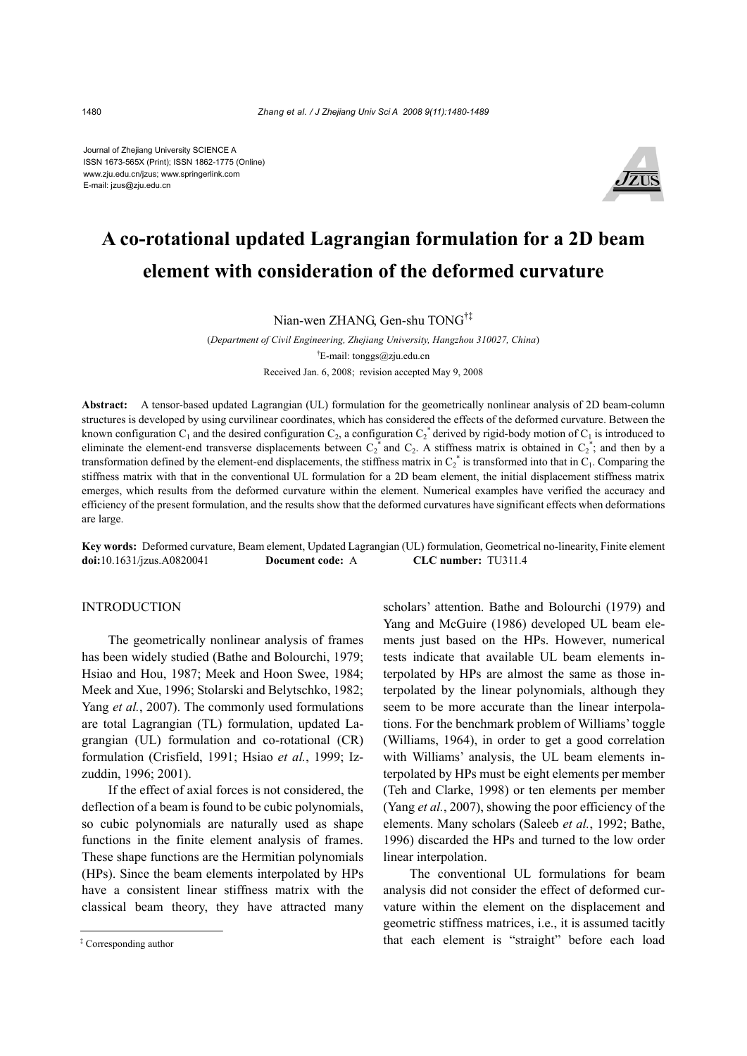Journal of Zhejiang University SCIENCE A
ISSN 1673-565X (Print); ISSN 1862-1775 (Online)
www.zju.edu.cn/jzus; www.springerlink.com
E-mail: jzus@zju.edu.cn

# A co-rotational updated Lagrangian formulation for a 2D beam element with consideration of the deformed curvature

Nian-wen ZHANG, Gen-shu TONG[†‡]

(*Department of Civil Engineering, Zhejiang University, Hangzhou 310027, China*)

[†]E-mail: tonggs@zju.edu.cn

Received Jan. 6, 2008; revision accepted May 9, 2008

**Abstract:** A tensor-based updated Lagrangian (UL) formulation for the geometrically nonlinear analysis of 2D beam-column structures is developed by using curvilinear coordinates, which has considered the effects of the deformed curvature. Between the known configuration $C_1$ and the desired configuration $C_2$, a configuration $C_2^*$ derived by rigid-body motion of $C_1$ is introduced to eliminate the element-end transverse displacements between $C_2^*$ and $C_2$. A stiffness matrix is obtained in $C_2^*$; and then by a transformation defined by the element-end displacements, the stiffness matrix in $C_2^*$ is transformed into that in $C_1$. Comparing the stiffness matrix with that in the conventional UL formulation for a 2D beam element, the initial displacement stiffness matrix emerges, which results from the deformed curvature within the element. Numerical examples have verified the accuracy and efficiency of the present formulation, and the results show that the deformed curvatures have significant effects when deformations are large.

**Key words:** Deformed curvature, Beam element, Updated Lagrangian (UL) formulation, Geometrical no-linearity, Finite element
**doi:**10.1631/jzus.A0820041 **Document code:** A **CLC number:** TU311.4

## INTRODUCTION

The geometrically nonlinear analysis of frames has been widely studied (Bathe and Bolourchi, 1979; Hsiao and Hou, 1987; Meek and Hoon Swee, 1984; Meek and Xue, 1996; Stolarski and Belytschko, 1982; Yang *et al.*, 2007). The commonly used formulations are total Lagrangian (TL) formulation, updated Lagrangian (UL) formulation and co-rotational (CR) formulation (Crisfield, 1991; Hsiao *et al.*, 1999; Izzuddin, 1996; 2001).

If the effect of axial forces is not considered, the deflection of a beam is found to be cubic polynomials, so cubic polynomials are naturally used as shape functions in the finite element analysis of frames. These shape functions are the Hermitian polynomials (HPs). Since the beam elements interpolated by HPs have a consistent linear stiffness matrix with the classical beam theory, they have attracted many scholars' attention. Bathe and Bolourchi (1979) and Yang and McGuire (1986) developed UL beam elements just based on the HPs. However, numerical tests indicate that available UL beam elements interpolated by HPs are almost the same as those interpolated by the linear polynomials, although they seem to be more accurate than the linear interpolations. For the benchmark problem of Williams' toggle (Williams, 1964), in order to get a good correlation with Williams' analysis, the UL beam elements interpolated by HPs must be eight elements per member (Teh and Clarke, 1998) or ten elements per member (Yang *et al.*, 2007), showing the poor efficiency of the elements. Many scholars (Saleeb *et al.*, 1992; Bathe, 1996) discarded the HPs and turned to the low order linear interpolation.

The conventional UL formulations for beam analysis did not consider the effect of deformed curvature within the element on the displacement and geometric stiffness matrices, i.e., it is assumed tacitly that each element is "straight" before each load

[‡] Corresponding author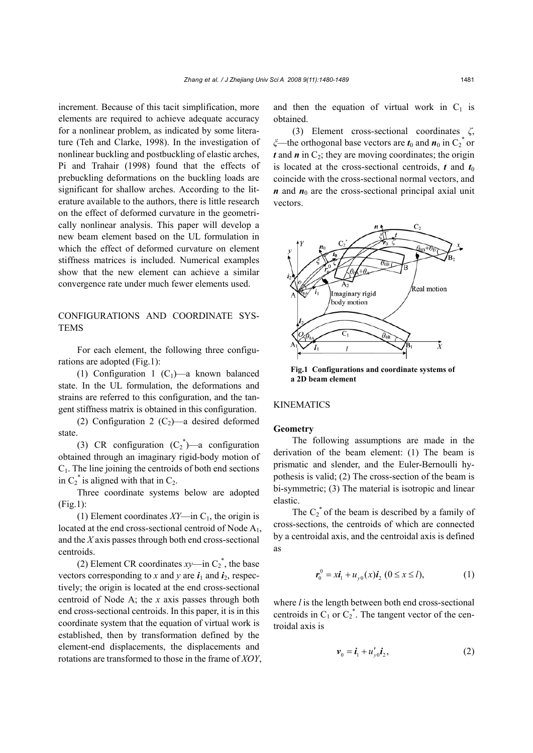increment. Because of this tacit simplification, more elements are required to achieve adequate accuracy for a nonlinear problem, as indicated by some literature (Teh and Clarke, 1998). In the investigation of nonlinear buckling and postbuckling of elastic arches, Pi and Trahair (1998) found that the effects of prebuckling deformations on the buckling loads are significant for shallow arches. According to the literature available to the authors, there is little research on the effect of deformed curvature in the geometrically nonlinear analysis. This paper will develop a new beam element based on the UL formulation in which the effect of deformed curvature on element stiffness matrices is included. Numerical examples show that the new element can achieve a similar convergence rate under much fewer elements used.

## CONFIGURATIONS AND COORDINATE SYSTEMS

For each element, the following three configurations are adopted (Fig.1):

(1) Configuration 1 ($C_1$)—a known balanced state. In the UL formulation, the deformations and strains are referred to this configuration, and the tangent stiffness matrix is obtained in this configuration.

(2) Configuration 2 ($C_2$)—a desired deformed state.

(3) CR configuration ($C_2^*$)—a configuration obtained through an imaginary rigid-body motion of $C_1$. The line joining the centroids of both end sections in $C_2^*$ is aligned with that in $C_2$.

Three coordinate systems below are adopted (Fig.1):

(1) Element coordinates $XY$—in $C_1$, the origin is located at the end cross-sectional centroid of Node $A_1$, and the $X$ axis passes through both end cross-sectional centroids.

(2) Element CR coordinates $xy$—in $C_2^*$, the base vectors corresponding to $x$ and $y$ are $\boldsymbol{i}_1$ and $\boldsymbol{i}_2$, respectively; the origin is located at the end cross-sectional centroid of Node A; the $x$ axis passes through both end cross-sectional centroids. In this paper, it is in this coordinate system that the equation of virtual work is established, then by transformation defined by the element-end displacements, the displacements and rotations are transformed to those in the frame of $XOY$, and then the equation of virtual work in $C_1$ is obtained.

(3) Element cross-sectional coordinates $\zeta$, $\xi$—the orthogonal base vectors are $\boldsymbol{t}_0$ and $\boldsymbol{n}_0$ in $C_2^*$ or $\boldsymbol{t}$ and $\boldsymbol{n}$ in $C_2$; they are moving coordinates; the origin is located at the cross-sectional centroids, $\boldsymbol{t}$ and $\boldsymbol{t}_0$ coincide with the cross-sectional normal vectors, and $\boldsymbol{n}$ and $\boldsymbol{n}_0$ are the cross-sectional principal axial unit vectors.

**Fig.1 Configurations and coordinate systems of a 2D beam element**

## KINEMATICS

### Geometry

The following assumptions are made in the derivation of the beam element: (1) The beam is prismatic and slender, and the Euler-Bernoulli hypothesis is valid; (2) The cross-section of the beam is bi-symmetric; (3) The material is isotropic and linear elastic.

The $C_2^*$ of the beam is described by a family of cross-sections, the centroids of which are connected by a centroidal axis, and the centroidal axis is defined as

$$\boldsymbol{r}_0^0 = x\boldsymbol{i}_1 + u_{y0}(x)\boldsymbol{i}_2 \ (0 \le x \le l), \tag{1}$$

where $l$ is the length between both end cross-sectional centroids in $C_1$ or $C_2^*$. The tangent vector of the centroidal axis is

$$\boldsymbol{v}_0 = \boldsymbol{i}_1 + u'_{y0}\boldsymbol{i}_2, \tag{2}$$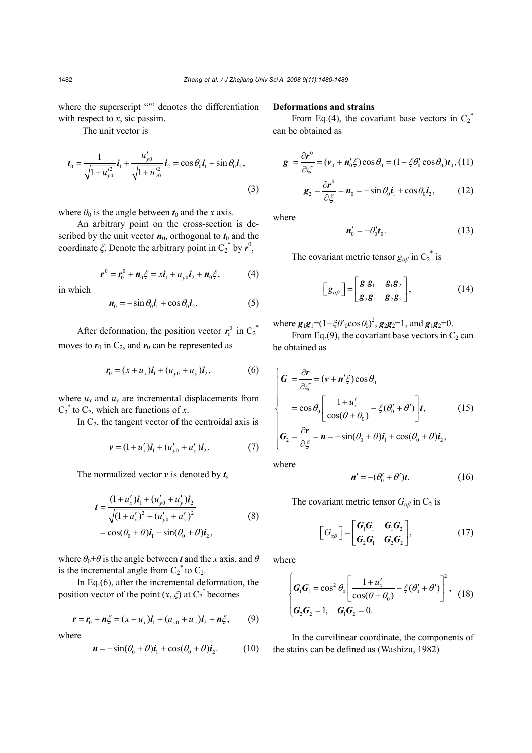where the superscript "′" denotes the differentiation with respect to $x$, sic passim.

The unit vector is

$$\boldsymbol{t}_0 = \frac{1}{\sqrt{1+u_{y0}'^2}}\boldsymbol{i}_1 + \frac{u_{y0}'}{\sqrt{1+u_{y0}'^2}}\boldsymbol{i}_2 = \cos\theta_0 \boldsymbol{i}_1 + \sin\theta_0 \boldsymbol{i}_2, \tag{3}$$

where $\theta_0$ is the angle between $\boldsymbol{t}_0$ and the $x$ axis.

An arbitrary point on the cross-section is described by the unit vector $\boldsymbol{n}_0$, orthogonal to $\boldsymbol{t}_0$ and the coordinate $\xi$. Denote the arbitrary point in $C_2^*$ by $\boldsymbol{r}^0$,

$$\boldsymbol{r}^0 = \boldsymbol{r}_0^0 + \boldsymbol{n}_0\xi = x\boldsymbol{i}_1 + u_{y0}\boldsymbol{i}_2 + \boldsymbol{n}_0\xi, \tag{4}$$

in which

$$\boldsymbol{n}_0 = -\sin\theta_0 \boldsymbol{i}_1 + \cos\theta_0 \boldsymbol{i}_2. \tag{5}$$

After deformation, the position vector $\boldsymbol{r}_0^0$ in $C_2^*$ moves to $\boldsymbol{r}_0$ in $C_2$, and $\boldsymbol{r}_0$ can be represented as

$$\boldsymbol{r}_0 = (x+u_x)\boldsymbol{i}_1 + (u_{y0}+u_y)\boldsymbol{i}_2, \tag{6}$$

where $u_x$ and $u_y$ are incremental displacements from $C_2^*$ to $C_2$, which are functions of $x$.

In $C_2$, the tangent vector of the centroidal axis is

$$\boldsymbol{v} = (1+u_x')\boldsymbol{i}_1 + (u_{y0}'+u_y')\boldsymbol{i}_2. \tag{7}$$

The normalized vector $\boldsymbol{v}$ is denoted by $\boldsymbol{t}$,

$$\begin{aligned}\boldsymbol{t} &= \frac{(1+u_x')\boldsymbol{i}_1 + (u_{y0}'+u_y')\boldsymbol{i}_2}{\sqrt{(1+u_x')^2 + (u_{y0}'+u_y')^2}} \\ &= \cos(\theta_0+\theta)\boldsymbol{i}_1 + \sin(\theta_0+\theta)\boldsymbol{i}_2,\end{aligned} \tag{8}$$

where $\theta_0+\theta$ is the angle between $\boldsymbol{t}$ and the $x$ axis, and $\theta$ is the incremental angle from $C_2^*$ to $C_2$.

In Eq.(6), after the incremental deformation, the position vector of the point $(x, \xi)$ at $C_2^*$ becomes

$$\boldsymbol{r} = \boldsymbol{r}_0 + \boldsymbol{n}\xi = (x+u_x)\boldsymbol{i}_1 + (u_{y0}+u_y)\boldsymbol{i}_2 + \boldsymbol{n}\xi, \tag{9}$$

where

$$\boldsymbol{n} = -\sin(\theta_0+\theta)\boldsymbol{i}_1 + \cos(\theta_0+\theta)\boldsymbol{i}_2. \tag{10}$$

**Deformations and strains**

From Eq.(4), the covariant base vectors in $C_2^*$ can be obtained as

$$\boldsymbol{g}_1 = \frac{\partial \boldsymbol{r}^0}{\partial \zeta} = (\boldsymbol{v}_0 + \boldsymbol{n}_0'\xi)\cos\theta_0 = (1-\xi\theta_0'\cos\theta_0)\boldsymbol{t}_0, \tag{11}$$

$$\boldsymbol{g}_2 = \frac{\partial \boldsymbol{r}^0}{\partial \xi} = \boldsymbol{n}_0 = -\sin\theta_0 \boldsymbol{i}_1 + \cos\theta_0 \boldsymbol{i}_2, \tag{12}$$

where

$$\boldsymbol{n}_0' = -\theta_0'\boldsymbol{t}_0. \tag{13}$$

The covariant metric tensor $g_{\alpha\beta}$ in $C_2^*$ is

$$\left[g_{\alpha\beta}\right] = \begin{bmatrix} \boldsymbol{g}_1\boldsymbol{g}_1 & \boldsymbol{g}_1\boldsymbol{g}_2 \\ \boldsymbol{g}_2\boldsymbol{g}_1 & \boldsymbol{g}_2\boldsymbol{g}_2 \end{bmatrix}, \tag{14}$$

where $\boldsymbol{g}_1\boldsymbol{g}_1=(1-\xi\theta'_0\cos\theta_0)^2$, $\boldsymbol{g}_2\boldsymbol{g}_2=1$, and $\boldsymbol{g}_1\boldsymbol{g}_2=0$.

From Eq.(9), the covariant base vectors in $C_2$ can be obtained as

$$\begin{cases} \boldsymbol{G}_1 = \dfrac{\partial \boldsymbol{r}}{\partial \zeta} = (\boldsymbol{v} + \boldsymbol{n}'\xi)\cos\theta_0 \\ \quad\;\; = \cos\theta_0\left[\dfrac{1+u_x'}{\cos(\theta+\theta_0)} - \xi(\theta_0'+\theta')\right]\boldsymbol{t}, \\ \boldsymbol{G}_2 = \dfrac{\partial \boldsymbol{r}}{\partial \xi} = \boldsymbol{n} = -\sin(\theta_0+\theta)\boldsymbol{i}_1 + \cos(\theta_0+\theta)\boldsymbol{i}_2, \end{cases} \tag{15}$$

where

$$\boldsymbol{n}' = -(\theta_0'+\theta')\boldsymbol{t}. \tag{16}$$

The covariant metric tensor $G_{\alpha\beta}$ in $C_2$ is

$$\left[G_{\alpha\beta}\right] = \begin{bmatrix} \boldsymbol{G}_1\boldsymbol{G}_1 & \boldsymbol{G}_1\boldsymbol{G}_2 \\ \boldsymbol{G}_2\boldsymbol{G}_1 & \boldsymbol{G}_2\boldsymbol{G}_2 \end{bmatrix}, \tag{17}$$

where

$$\begin{cases} \boldsymbol{G}_1\boldsymbol{G}_1 = \cos^2\theta_0\left[\dfrac{1+u_x'}{\cos(\theta+\theta_0)} - \xi(\theta_0'+\theta')\right]^2, \\ \boldsymbol{G}_2\boldsymbol{G}_2 = 1, \quad \boldsymbol{G}_1\boldsymbol{G}_2 = 0. \end{cases} \tag{18}$$

In the curvilinear coordinate, the components of the stains can be defined as (Washizu, 1982)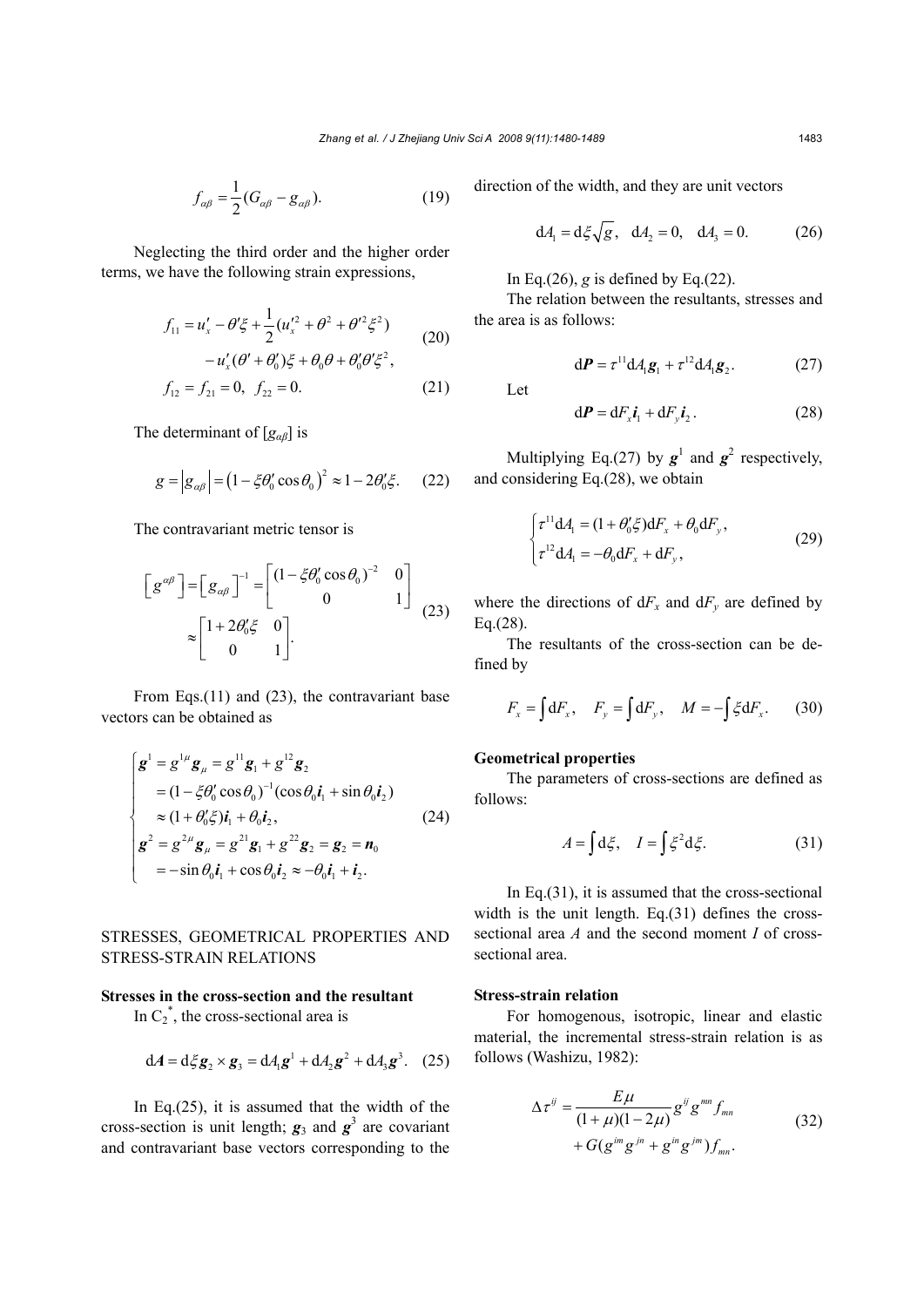$$f_{\alpha\beta} = \frac{1}{2}(G_{\alpha\beta} - g_{\alpha\beta}). \tag{19}$$

Neglecting the third order and the higher order terms, we have the following strain expressions,

$$\begin{aligned} f_{11} &= u_x' - \theta'\xi + \frac{1}{2}(u_x'^2 + \theta^2 + \theta'^2\xi^2) \\ &\quad - u_x'(\theta' + \theta_0')\xi + \theta_0\theta + \theta_0'\theta'\xi^2, \end{aligned} \tag{20}$$

$$f_{12} = f_{21} = 0, \quad f_{22} = 0. \tag{21}$$

The determinant of $[g_{\alpha\beta}]$ is

$$g = \left| g_{\alpha\beta} \right| = \left(1 - \xi\theta_0' \cos\theta_0\right)^2 \approx 1 - 2\theta_0'\xi. \tag{22}$$

The contravariant metric tensor is

$$\begin{aligned} \left[ g^{\alpha\beta} \right] &= \left[ g_{\alpha\beta} \right]^{-1} = \begin{bmatrix} (1 - \xi\theta_0' \cos\theta_0)^{-2} & 0 \\ 0 & 1 \end{bmatrix} \\ &\approx \begin{bmatrix} 1 + 2\theta_0'\xi & 0 \\ 0 & 1 \end{bmatrix}. \end{aligned} \tag{23}$$

From Eqs.(11) and (23), the contravariant base vectors can be obtained as

$$\begin{cases} \boldsymbol{g}^1 = g^{1\mu}\boldsymbol{g}_\mu = g^{11}\boldsymbol{g}_1 + g^{12}\boldsymbol{g}_2 \\ \quad = (1 - \xi\theta_0' \cos\theta_0)^{-1}(\cos\theta_0 \boldsymbol{i}_1 + \sin\theta_0 \boldsymbol{i}_2) \\ \quad \approx (1 + \theta_0'\xi)\boldsymbol{i}_1 + \theta_0 \boldsymbol{i}_2, \\ \boldsymbol{g}^2 = g^{2\mu}\boldsymbol{g}_\mu = g^{21}\boldsymbol{g}_1 + g^{22}\boldsymbol{g}_2 = \boldsymbol{g}_2 = \boldsymbol{n}_0 \\ \quad = -\sin\theta_0 \boldsymbol{i}_1 + \cos\theta_0 \boldsymbol{i}_2 \approx -\theta_0 \boldsymbol{i}_1 + \boldsymbol{i}_2. \end{cases} \tag{24}$$

## STRESSES, GEOMETRICAL PROPERTIES AND STRESS-STRAIN RELATIONS

### Stresses in the cross-section and the resultant

In $C_2^*$, the cross-sectional area is

$$\mathrm{d}\boldsymbol{A} = \mathrm{d}\xi \boldsymbol{g}_2 \times \boldsymbol{g}_3 = \mathrm{d}A_1 \boldsymbol{g}^1 + \mathrm{d}A_2 \boldsymbol{g}^2 + \mathrm{d}A_3 \boldsymbol{g}^3. \tag{25}$$

In Eq.(25), it is assumed that the width of the cross-section is unit length; $\boldsymbol{g}_3$ and $\boldsymbol{g}^3$ are covariant and contravariant base vectors corresponding to the direction of the width, and they are unit vectors

$$\mathrm{d}A_1 = \mathrm{d}\xi\sqrt{g}, \quad \mathrm{d}A_2 = 0, \quad \mathrm{d}A_3 = 0. \tag{26}$$

In Eq.(26), $g$ is defined by Eq.(22).

The relation between the resultants, stresses and the area is as follows:

$$\mathrm{d}\boldsymbol{P} = \tau^{11}\mathrm{d}A_1 \boldsymbol{g}_1 + \tau^{12}\mathrm{d}A_1 \boldsymbol{g}_2. \tag{27}$$

Let

$$\mathrm{d}\boldsymbol{P} = \mathrm{d}F_x \boldsymbol{i}_1 + \mathrm{d}F_y \boldsymbol{i}_2. \tag{28}$$

Multiplying Eq.(27) by $\boldsymbol{g}^1$ and $\boldsymbol{g}^2$ respectively, and considering Eq.(28), we obtain

$$\begin{cases} \tau^{11}\mathrm{d}A_1 = (1 + \theta_0'\xi)\mathrm{d}F_x + \theta_0 \mathrm{d}F_y, \\ \tau^{12}\mathrm{d}A_1 = -\theta_0 \mathrm{d}F_x + \mathrm{d}F_y, \end{cases} \tag{29}$$

where the directions of $\mathrm{d}F_x$ and $\mathrm{d}F_y$ are defined by Eq.(28).

The resultants of the cross-section can be defined by

$$F_x = \int \mathrm{d}F_x, \quad F_y = \int \mathrm{d}F_y, \quad M = -\int \xi \mathrm{d}F_x. \tag{30}$$

### Geometrical properties

The parameters of cross-sections are defined as follows:

$$A = \int \mathrm{d}\xi, \quad I = \int \xi^2 \mathrm{d}\xi. \tag{31}$$

In Eq.(31), it is assumed that the cross-sectional width is the unit length. Eq.(31) defines the cross-sectional area $A$ and the second moment $I$ of cross-sectional area.

### Stress-strain relation

For homogenous, isotropic, linear and elastic material, the incremental stress-strain relation is as follows (Washizu, 1982):

$$\begin{aligned} \Delta\tau^{ij} &= \frac{E\mu}{(1+\mu)(1-2\mu)} g^{ij} g^{mn} f_{mn} \\ &\quad + G(g^{im}g^{jn} + g^{in}g^{jm}) f_{mn}. \end{aligned} \tag{32}$$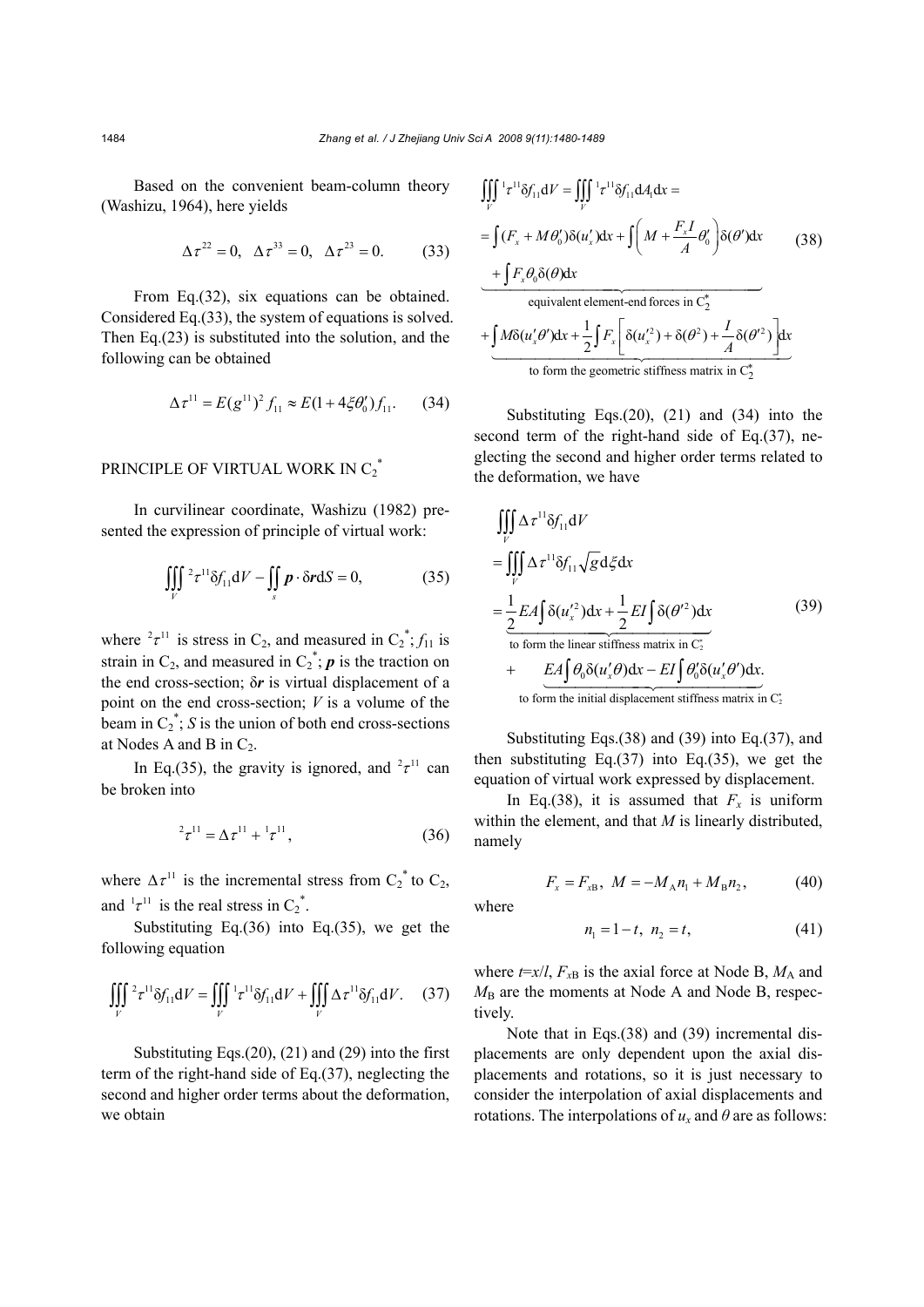Based on the convenient beam-column theory (Washizu, 1964), here yields

$$\Delta\tau^{22}=0,\ \ \Delta\tau^{33}=0,\ \ \Delta\tau^{23}=0. \tag{33}$$

From Eq.(32), six equations can be obtained. Considered Eq.(33), the system of equations is solved. Then Eq.(23) is substituted into the solution, and the following can be obtained

$$\Delta\tau^{11}=E(g^{11})^2 f_{11}\approx E(1+4\xi\theta_0')f_{11}. \tag{34}$$

## PRINCIPLE OF VIRTUAL WORK IN $C_2^*$

In curvilinear coordinate, Washizu (1982) presented the expression of principle of virtual work:

$$\iiint_V {}^2\tau^{11}\delta f_{11}\mathrm{d}V-\iint_s \boldsymbol{p}\cdot\delta\boldsymbol{r}\mathrm{d}S=0, \tag{35}$$

where ${}^2\tau^{11}$ is stress in $C_2$, and measured in $C_2^*$; $f_{11}$ is strain in $C_2$, and measured in $C_2^*$; $\boldsymbol{p}$ is the traction on the end cross-section; $\delta\boldsymbol{r}$ is virtual displacement of a point on the end cross-section; $V$ is a volume of the beam in $C_2^*$; $S$ is the union of both end cross-sections at Nodes A and B in $C_2$.

In Eq.(35), the gravity is ignored, and ${}^2\tau^{11}$ can be broken into

$${}^2\tau^{11}=\Delta\tau^{11}+{}^1\tau^{11}, \tag{36}$$

where $\Delta\tau^{11}$ is the incremental stress from $C_2^*$ to $C_2$, and ${}^1\tau^{11}$ is the real stress in $C_2^*$.

Substituting Eq.(36) into Eq.(35), we get the following equation

$$\iiint_V {}^2\tau^{11}\delta f_{11}\mathrm{d}V=\iiint_V {}^1\tau^{11}\delta f_{11}\mathrm{d}V+\iiint_V \Delta\tau^{11}\delta f_{11}\mathrm{d}V. \tag{37}$$

Substituting Eqs.(20), (21) and (29) into the first term of the right-hand side of Eq.(37), neglecting the second and higher order terms about the deformation, we obtain

$$\begin{aligned}
&\iiint_V {}^1\tau^{11}\delta f_{11}\mathrm{d}V=\iiint_V {}^1\tau^{11}\delta f_{11}\mathrm{d}A_1\mathrm{d}x=\\
&=\underbrace{\int (F_x+M\theta_0')\delta(u_x')\mathrm{d}x+\int\left(M+\frac{F_xI}{A}\theta_0'\right)\delta(\theta')\mathrm{d}x+\int F_x\theta_0\delta(\theta)\mathrm{d}x}_{\text{equivalent element-end forces in } C_2^*}\\
&\quad+\underbrace{\int M\delta(u_x'\theta')\mathrm{d}x+\frac{1}{2}\int F_x\left[\delta(u_x'^2)+\delta(\theta^2)+\frac{I}{A}\delta(\theta'^2)\right]\mathrm{d}x}_{\text{to form the geometric stiffness matrix in } C_2^*}
\end{aligned} \tag{38}$$

Substituting Eqs.(20), (21) and (34) into the second term of the right-hand side of Eq.(37), neglecting the second and higher order terms related to the deformation, we have

$$\begin{aligned}
&\iiint_V \Delta\tau^{11}\delta f_{11}\mathrm{d}V\\
&=\iiint_V \Delta\tau^{11}\delta f_{11}\sqrt{g}\,\mathrm{d}\xi\mathrm{d}x\\
&=\underbrace{\frac{1}{2}EA\int\delta(u_x'^2)\mathrm{d}x+\frac{1}{2}EI\int\delta(\theta'^2)\mathrm{d}x}_{\text{to form the linear stiffness matrix in } C_2^*}\\
&\quad+\underbrace{EA\int\theta_0\delta(u_x'\theta)\mathrm{d}x-EI\int\theta_0'\delta(u_x'\theta')\mathrm{d}x}_{\text{to form the initial displacement stiffness matrix in } C_2^*}.
\end{aligned} \tag{39}$$

Substituting Eqs.(38) and (39) into Eq.(37), and then substituting Eq.(37) into Eq.(35), we get the equation of virtual work expressed by displacement.

In Eq.(38), it is assumed that $F_x$ is uniform within the element, and that $M$ is linearly distributed, namely

$$F_x=F_{x\mathrm{B}},\ \ M=-M_\mathrm{A}n_1+M_\mathrm{B}n_2, \tag{40}$$

where

$$n_1=1-t,\ \ n_2=t, \tag{41}$$

where $t=x/l$, $F_{x\mathrm{B}}$ is the axial force at Node B, $M_\mathrm{A}$ and $M_\mathrm{B}$ are the moments at Node A and Node B, respectively.

Note that in Eqs.(38) and (39) incremental displacements are only dependent upon the axial displacements and rotations, so it is just necessary to consider the interpolation of axial displacements and rotations. The interpolations of $u_x$ and $\theta$ are as follows: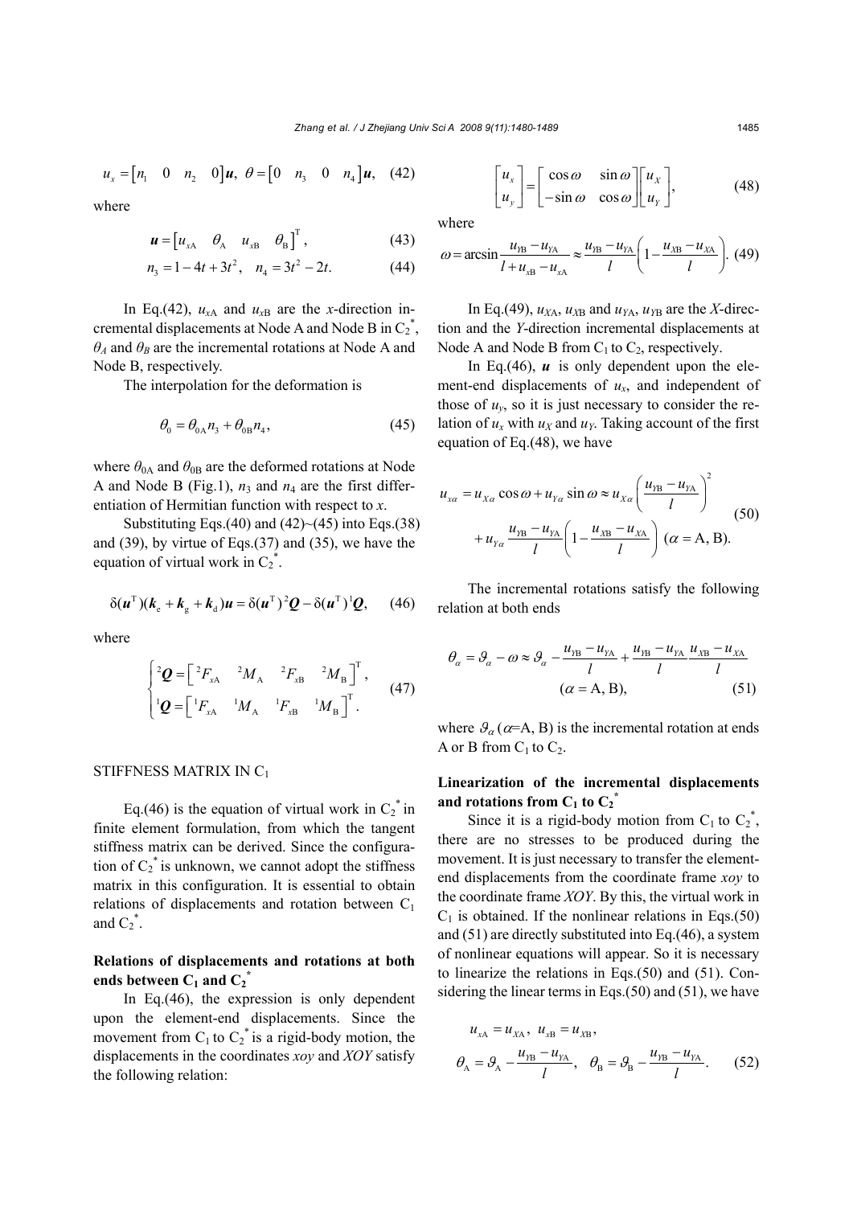$$u_x = \begin{bmatrix} n_1 & 0 & n_2 & 0 \end{bmatrix} \boldsymbol{u}, \ \theta = \begin{bmatrix} 0 & n_3 & 0 & n_4 \end{bmatrix} \boldsymbol{u}, \quad (42)$$

where

$$\boldsymbol{u} = \begin{bmatrix} u_{x\text{A}} & \theta_\text{A} & u_{x\text{B}} & \theta_\text{B} \end{bmatrix}^\text{T}, \quad (43)$$

$$n_3 = 1 - 4t + 3t^2, \quad n_4 = 3t^2 - 2t. \quad (44)$$

In Eq.(42), $u_{x\text{A}}$ and $u_{x\text{B}}$ are the $x$-direction incremental displacements at Node A and Node B in $\text{C}_2^*$, $\theta_A$ and $\theta_B$ are the incremental rotations at Node A and Node B, respectively.

The interpolation for the deformation is

$$\theta_0 = \theta_{0\text{A}} n_3 + \theta_{0\text{B}} n_4, \quad (45)$$

where $\theta_{0\text{A}}$ and $\theta_{0\text{B}}$ are the deformed rotations at Node A and Node B (Fig.1), $n_3$ and $n_4$ are the first differentiation of Hermitian function with respect to $x$.

Substituting Eqs.(40) and (42)~(45) into Eqs.(38) and (39), by virtue of Eqs.(37) and (35), we have the equation of virtual work in $\text{C}_2^*$.

$$\delta(\boldsymbol{u}^\text{T})(\boldsymbol{k}_\text{e} + \boldsymbol{k}_\text{g} + \boldsymbol{k}_\text{d})\boldsymbol{u} = \delta(\boldsymbol{u}^\text{T})\,{}^2\boldsymbol{Q} - \delta(\boldsymbol{u}^\text{T})\,{}^1\boldsymbol{Q}, \quad (46)$$

where

$$\begin{cases} {}^2\boldsymbol{Q} = \begin{bmatrix} {}^2F_{x\text{A}} & {}^2M_\text{A} & {}^2F_{x\text{B}} & {}^2M_\text{B} \end{bmatrix}^\text{T}, \\ {}^1\boldsymbol{Q} = \begin{bmatrix} {}^1F_{x\text{A}} & {}^1M_\text{A} & {}^1F_{x\text{B}} & {}^1M_\text{B} \end{bmatrix}^\text{T}. \end{cases} \quad (47)$$

## STIFFNESS MATRIX IN $\text{C}_1$

Eq.(46) is the equation of virtual work in $\text{C}_2^*$ in finite element formulation, from which the tangent stiffness matrix can be derived. Since the configuration of $\text{C}_2^*$ is unknown, we cannot adopt the stiffness matrix in this configuration. It is essential to obtain relations of displacements and rotation between $\text{C}_1$ and $\text{C}_2^*$.

### Relations of displacements and rotations at both ends between $\text{C}_1$ and $\text{C}_2^*$

In Eq.(46), the expression is only dependent upon the element-end displacements. Since the movement from $\text{C}_1$ to $\text{C}_2^*$ is a rigid-body motion, the displacements in the coordinates $xoy$ and $XOY$ satisfy the following relation:

$$\begin{bmatrix} u_x \\ u_y \end{bmatrix} = \begin{bmatrix} \cos\omega & \sin\omega \\ -\sin\omega & \cos\omega \end{bmatrix} \begin{bmatrix} u_X \\ u_Y \end{bmatrix}, \quad (48)$$

where

$$\omega = \arcsin\frac{u_{Y\text{B}} - u_{Y\text{A}}}{l + u_{x\text{B}} - u_{x\text{A}}} \approx \frac{u_{Y\text{B}} - u_{Y\text{A}}}{l}\left(1 - \frac{u_{X\text{B}} - u_{X\text{A}}}{l}\right). \quad (49)$$

In Eq.(49), $u_{X\text{A}}$, $u_{X\text{B}}$ and $u_{Y\text{A}}$, $u_{Y\text{B}}$ are the $X$-direction and the $Y$-direction incremental displacements at Node A and Node B from $\text{C}_1$ to $\text{C}_2$, respectively.

In Eq.(46), $\boldsymbol{u}$ is only dependent upon the element-end displacements of $u_x$, and independent of those of $u_y$, so it is just necessary to consider the relation of $u_x$ with $u_X$ and $u_Y$. Taking account of the first equation of Eq.(48), we have

$$\begin{aligned} u_{x\alpha} = u_{X\alpha}\cos\omega + u_{Y\alpha}\sin\omega \approx u_{X\alpha}\left(\frac{u_{Y\text{B}} - u_{Y\text{A}}}{l}\right)^2 \\ + u_{Y\alpha}\frac{u_{Y\text{B}} - u_{Y\text{A}}}{l}\left(1 - \frac{u_{X\text{B}} - u_{X\text{A}}}{l}\right) \ (\alpha = \text{A, B}). \end{aligned} \quad (50)$$

The incremental rotations satisfy the following relation at both ends

$$\theta_\alpha = \vartheta_\alpha - \omega \approx \vartheta_\alpha - \frac{u_{Y\text{B}} - u_{Y\text{A}}}{l} + \frac{u_{Y\text{B}} - u_{Y\text{A}}}{l}\frac{u_{X\text{B}} - u_{X\text{A}}}{l} \quad (\alpha = \text{A, B}), \quad (51)$$

where $\vartheta_\alpha$ ($\alpha$=A, B) is the incremental rotation at ends A or B from $\text{C}_1$ to $\text{C}_2$.

### Linearization of the incremental displacements and rotations from $\text{C}_1$ to $\text{C}_2^*$

Since it is a rigid-body motion from $\text{C}_1$ to $\text{C}_2^*$, there are no stresses to be produced during the movement. It is just necessary to transfer the element-end displacements from the coordinate frame $xoy$ to the coordinate frame $XOY$. By this, the virtual work in $\text{C}_1$ is obtained. If the nonlinear relations in Eqs.(50) and (51) are directly substituted into Eq.(46), a system of nonlinear equations will appear. So it is necessary to linearize the relations in Eqs.(50) and (51). Considering the linear terms in Eqs.(50) and (51), we have

$$u_{x\text{A}} = u_{X\text{A}}, \ u_{x\text{B}} = u_{X\text{B}},$$

$$\theta_\text{A} = \vartheta_\text{A} - \frac{u_{Y\text{B}} - u_{Y\text{A}}}{l}, \quad \theta_\text{B} = \vartheta_\text{B} - \frac{u_{Y\text{B}} - u_{Y\text{A}}}{l}. \quad (52)$$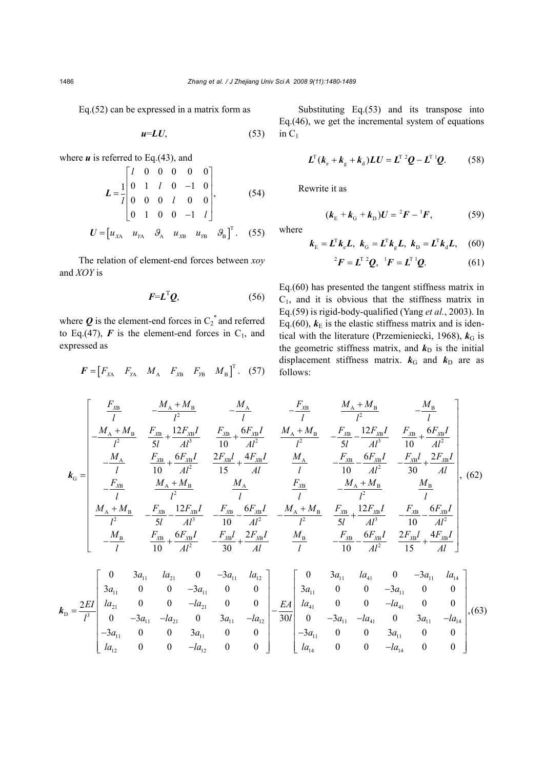Eq.(52) can be expressed in a matrix form as

$$\boldsymbol{u}=\boldsymbol{L}\boldsymbol{U}, \tag{53}$$

where $\boldsymbol{u}$ is referred to Eq.(43), and

$$\boldsymbol{L}=\frac{1}{l}\begin{bmatrix} l & 0 & 0 & 0 & 0 & 0 \\ 0 & 1 & l & 0 & -1 & 0 \\ 0 & 0 & 0 & l & 0 & 0 \\ 0 & 1 & 0 & 0 & -1 & l \end{bmatrix}, \tag{54}$$

$$\boldsymbol{U}=\begin{bmatrix} u_{XA} & u_{YA} & \vartheta_{A} & u_{XB} & u_{YB} & \vartheta_{B} \end{bmatrix}^{\mathrm{T}}. \tag{55}$$

The relation of element-end forces between $xoy$ and $XOY$ is

$$\boldsymbol{F}=\boldsymbol{L}^{\mathrm{T}}\boldsymbol{Q}, \tag{56}$$

where $\boldsymbol{Q}$ is the element-end forces in $C_2^*$ and referred to Eq.(47), $\boldsymbol{F}$ is the element-end forces in $C_1$, and expressed as

$$\boldsymbol{F}=\begin{bmatrix} F_{XA} & F_{YA} & M_{A} & F_{XB} & F_{YB} & M_{B} \end{bmatrix}^{\mathrm{T}}. \tag{57}$$

Substituting Eq.(53) and its transpose into Eq.(46), we get the incremental system of equations in $C_1$

$$\boldsymbol{L}^{\mathrm{T}}(\boldsymbol{k}_{\mathrm{e}}+\boldsymbol{k}_{\mathrm{g}}+\boldsymbol{k}_{\mathrm{d}})\boldsymbol{L}\boldsymbol{U}=\boldsymbol{L}^{\mathrm{T}}\,{}^{2}\boldsymbol{Q}-\boldsymbol{L}^{\mathrm{T}}\,{}^{1}\boldsymbol{Q}. \tag{58}$$

Rewrite it as

$$(\boldsymbol{k}_{\mathrm{E}}+\boldsymbol{k}_{\mathrm{G}}+\boldsymbol{k}_{\mathrm{D}})\boldsymbol{U}={}^{2}\boldsymbol{F}-{}^{1}\boldsymbol{F}, \tag{59}$$

where

$$\boldsymbol{k}_{\mathrm{E}}=\boldsymbol{L}^{\mathrm{T}}\boldsymbol{k}_{\mathrm{e}}\boldsymbol{L},\ \ \boldsymbol{k}_{\mathrm{G}}=\boldsymbol{L}^{\mathrm{T}}\boldsymbol{k}_{\mathrm{g}}\boldsymbol{L},\ \ \boldsymbol{k}_{\mathrm{D}}=\boldsymbol{L}^{\mathrm{T}}\boldsymbol{k}_{\mathrm{d}}\boldsymbol{L}, \tag{60}$$

$${}^{2}\boldsymbol{F}=\boldsymbol{L}^{\mathrm{T}}\,{}^{2}\boldsymbol{Q},\ \ {}^{1}\boldsymbol{F}=\boldsymbol{L}^{\mathrm{T}}\,{}^{1}\boldsymbol{Q}. \tag{61}$$

Eq.(60) has presented the tangent stiffness matrix in $C_1$, and it is obvious that the stiffness matrix in Eq.(59) is rigid-body-qualified (Yang *et al.*, 2003). In Eq.(60), $\boldsymbol{k}_{\mathrm{E}}$ is the elastic stiffness matrix and is identical with the literature (Przemieniecki, 1968), $\boldsymbol{k}_{\mathrm{G}}$ is the geometric stiffness matrix, and $\boldsymbol{k}_{\mathrm{D}}$ is the initial displacement stiffness matrix. $\boldsymbol{k}_{\mathrm{G}}$ and $\boldsymbol{k}_{\mathrm{D}}$ are as follows:

$$\boldsymbol{k}_{\mathrm{G}}=\begin{bmatrix}
\frac{F_{XB}}{l} & -\frac{M_A+M_B}{l^2} & -\frac{M_A}{l} & -\frac{F_{XB}}{l} & \frac{M_A+M_B}{l^2} & -\frac{M_B}{l} \\
-\frac{M_A+M_B}{l^2} & \frac{F_{XB}}{5l}+\frac{12F_{XB}I}{Al^3} & \frac{F_{XB}}{10}+\frac{6F_{XB}I}{Al^2} & \frac{M_A+M_B}{l^2} & -\frac{F_{XB}}{5l}-\frac{12F_{XB}I}{Al^3} & \frac{F_{XB}}{10}+\frac{6F_{XB}I}{Al^2} \\
-\frac{M_A}{l} & \frac{F_{XB}}{10}+\frac{6F_{XB}I}{Al^2} & \frac{2F_{XB}l}{15}+\frac{4F_{XB}I}{Al} & \frac{M_A}{l} & -\frac{F_{XB}}{10}-\frac{6F_{XB}I}{Al^2} & -\frac{F_{XB}l}{30}+\frac{2F_{XB}I}{Al} \\
-\frac{F_{XB}}{l} & \frac{M_A+M_B}{l^2} & \frac{M_A}{l} & \frac{F_{XB}}{l} & -\frac{M_A+M_B}{l^2} & \frac{M_B}{l} \\
\frac{M_A+M_B}{l^2} & -\frac{F_{XB}}{5l}-\frac{12F_{XB}I}{Al^3} & -\frac{F_{XB}}{10}-\frac{6F_{XB}I}{Al^2} & -\frac{M_A+M_B}{l^2} & \frac{F_{XB}}{5l}+\frac{12F_{XB}I}{Al^3} & -\frac{F_{XB}}{10}-\frac{6F_{XB}I}{Al^2} \\
-\frac{M_B}{l} & \frac{F_{XB}}{10}+\frac{6F_{XB}I}{Al^2} & -\frac{F_{XB}l}{30}+\frac{2F_{XB}I}{Al} & \frac{M_B}{l} & -\frac{F_{XB}}{10}-\frac{6F_{XB}I}{Al^2} & \frac{2F_{XB}l}{15}+\frac{4F_{XB}I}{Al}
\end{bmatrix}, \tag{62}$$

$$\boldsymbol{k}_{\mathrm{D}}=\frac{2EI}{l^3}\begin{bmatrix}
0 & 3a_{11} & la_{21} & 0 & -3a_{11} & la_{12} \\
3a_{11} & 0 & 0 & -3a_{11} & 0 & 0 \\
la_{21} & 0 & 0 & -la_{21} & 0 & 0 \\
0 & -3a_{11} & -la_{21} & 0 & 3a_{11} & -la_{12} \\
-3a_{11} & 0 & 0 & 3a_{11} & 0 & 0 \\
la_{12} & 0 & 0 & -la_{12} & 0 & 0
\end{bmatrix}-\frac{EA}{30l}\begin{bmatrix}
0 & 3a_{11} & la_{41} & 0 & -3a_{11} & la_{14} \\
3a_{11} & 0 & 0 & -3a_{11} & 0 & 0 \\
la_{41} & 0 & 0 & -la_{41} & 0 & 0 \\
0 & -3a_{11} & -la_{41} & 0 & 3a_{11} & -la_{14} \\
-3a_{11} & 0 & 0 & 3a_{11} & 0 & 0 \\
la_{14} & 0 & 0 & -la_{14} & 0 & 0
\end{bmatrix}, \tag{63}$$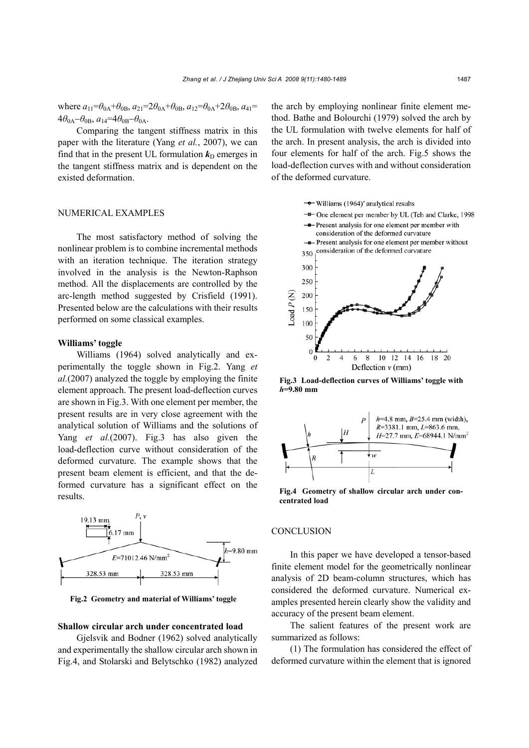where $a_{11}=\theta_{0A}+\theta_{0B}$, $a_{21}=2\theta_{0A}+\theta_{0B}$, $a_{12}=\theta_{0A}+2\theta_{0B}$, $a_{41}=4\theta_{0A}-\theta_{0B}$, $a_{14}=4\theta_{0B}-\theta_{0A}$.

Comparing the tangent stiffness matrix in this paper with the literature (Yang *et al.*, 2007), we can find that in the present UL formulation $\boldsymbol{k}_D$ emerges in the tangent stiffness matrix and is dependent on the existed deformation.

## NUMERICAL EXAMPLES

The most satisfactory method of solving the nonlinear problem is to combine incremental methods with an iteration technique. The iteration strategy involved in the analysis is the Newton-Raphson method. All the displacements are controlled by the arc-length method suggested by Crisfield (1991). Presented below are the calculations with their results performed on some classical examples.

### Williams' toggle

Williams (1964) solved analytically and experimentally the toggle shown in Fig.2. Yang *et al.*(2007) analyzed the toggle by employing the finite element approach. The present load-deflection curves are shown in Fig.3. With one element per member, the present results are in very close agreement with the analytical solution of Williams and the solutions of Yang *et al.*(2007). Fig.3 has also given the load-deflection curve without consideration of the deformed curvature. The example shows that the present beam element is efficient, and that the deformed curvature has a significant effect on the results.

**Fig.2 Geometry and material of Williams' toggle**

### Shallow circular arch under concentrated load

Gjelsvik and Bodner (1962) solved analytically and experimentally the shallow circular arch shown in Fig.4, and Stolarski and Belytschko (1982) analyzed the arch by employing nonlinear finite element method. Bathe and Bolourchi (1979) solved the arch by the UL formulation with twelve elements for half of the arch. In present analysis, the arch is divided into four elements for half of the arch. Fig.5 shows the load-deflection curves with and without consideration of the deformed curvature.

**Fig.3 Load-deflection curves of Williams' toggle with $h$=9.80 mm**

**Fig.4 Geometry of shallow circular arch under concentrated load**

## CONCLUSION

In this paper we have developed a tensor-based finite element model for the geometrically nonlinear analysis of 2D beam-column structures, which has considered the deformed curvature. Numerical examples presented herein clearly show the validity and accuracy of the present beam element.

The salient features of the present work are summarized as follows:

(1) The formulation has considered the effect of deformed curvature within the element that is ignored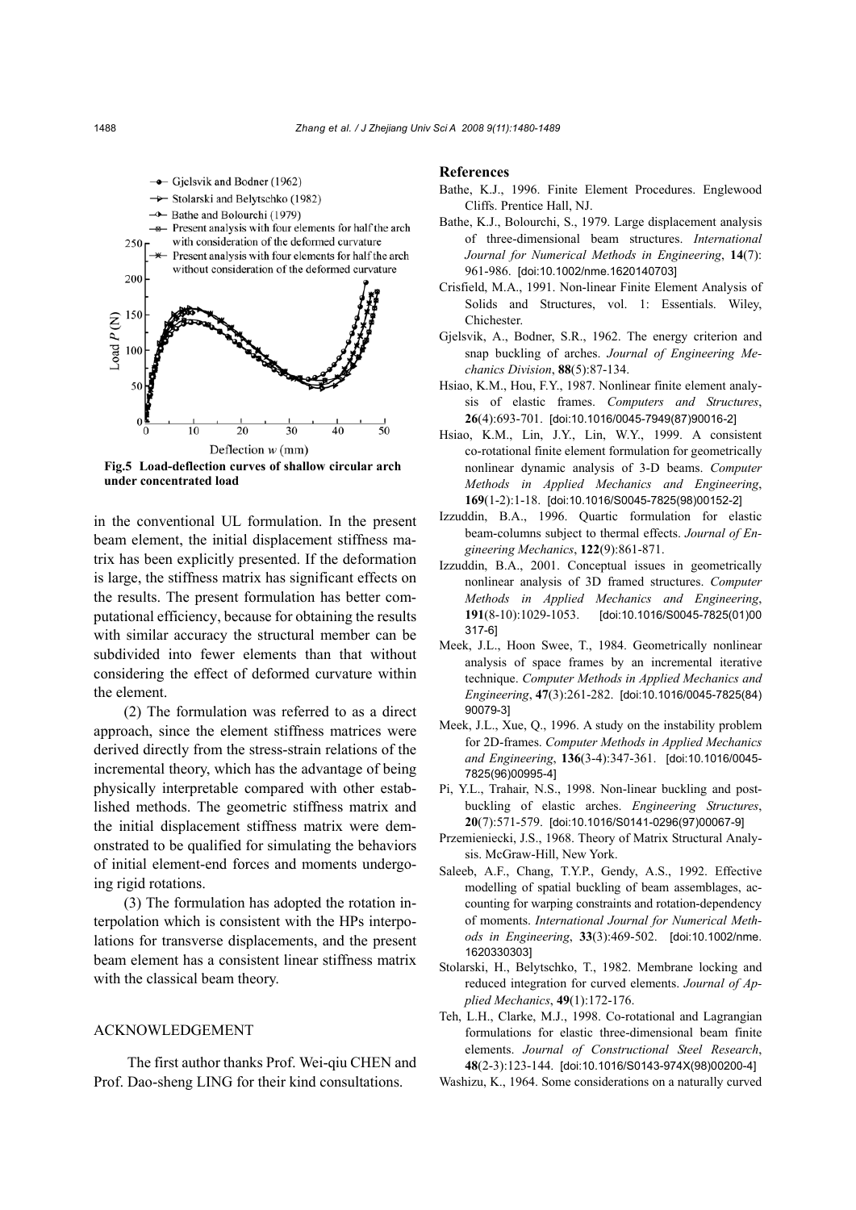Fig.5 Load-deflection curves of shallow circular arch under concentrated load

in the conventional UL formulation. In the present beam element, the initial displacement stiffness matrix has been explicitly presented. If the deformation is large, the stiffness matrix has significant effects on the results. The present formulation has better computational efficiency, because for obtaining the results with similar accuracy the structural member can be subdivided into fewer elements than that without considering the effect of deformed curvature within the element.

(2) The formulation was referred to as a direct approach, since the element stiffness matrices were derived directly from the stress-strain relations of the incremental theory, which has the advantage of being physically interpretable compared with other established methods. The geometric stiffness matrix and the initial displacement stiffness matrix were demonstrated to be qualified for simulating the behaviors of initial element-end forces and moments undergoing rigid rotations.

(3) The formulation has adopted the rotation interpolation which is consistent with the HPs interpolations for transverse displacements, and the present beam element has a consistent linear stiffness matrix with the classical beam theory.

## ACKNOWLEDGEMENT

The first author thanks Prof. Wei-qiu CHEN and Prof. Dao-sheng LING for their kind consultations.

## References

Bathe, K.J., 1996. Finite Element Procedures. Englewood Cliffs. Prentice Hall, NJ.

Bathe, K.J., Bolourchi, S., 1979. Large displacement analysis of three-dimensional beam structures. *International Journal for Numerical Methods in Engineering*, **14**(7): 961-986. [doi:10.1002/nme.1620140703]

Crisfield, M.A., 1991. Non-linear Finite Element Analysis of Solids and Structures, vol. 1: Essentials. Wiley, Chichester.

Gjelsvik, A., Bodner, S.R., 1962. The energy criterion and snap buckling of arches. *Journal of Engineering Mechanics Division*, **88**(5):87-134.

Hsiao, K.M., Hou, F.Y., 1987. Nonlinear finite element analysis of elastic frames. *Computers and Structures*, **26**(4):693-701. [doi:10.1016/0045-7949(87)90016-2]

Hsiao, K.M., Lin, J.Y., Lin, W.Y., 1999. A consistent co-rotational finite element formulation for geometrically nonlinear dynamic analysis of 3-D beams. *Computer Methods in Applied Mechanics and Engineering*, **169**(1-2):1-18. [doi:10.1016/S0045-7825(98)00152-2]

Izzuddin, B.A., 1996. Quartic formulation for elastic beam-columns subject to thermal effects. *Journal of Engineering Mechanics*, **122**(9):861-871.

Izzuddin, B.A., 2001. Conceptual issues in geometrically nonlinear analysis of 3D framed structures. *Computer Methods in Applied Mechanics and Engineering*, **191**(8-10):1029-1053. [doi:10.1016/S0045-7825(01)00317-6]

Meek, J.L., Hoon Swee, T., 1984. Geometrically nonlinear analysis of space frames by an incremental iterative technique. *Computer Methods in Applied Mechanics and Engineering*, **47**(3):261-282. [doi:10.1016/0045-7825(84)90079-3]

Meek, J.L., Xue, Q., 1996. A study on the instability problem for 2D-frames. *Computer Methods in Applied Mechanics and Engineering*, **136**(3-4):347-361. [doi:10.1016/0045-7825(96)00995-4]

Pi, Y.L., Trahair, N.S., 1998. Non-linear buckling and postbuckling of elastic arches. *Engineering Structures*, **20**(7):571-579. [doi:10.1016/S0141-0296(97)00067-9]

Przemieniecki, J.S., 1968. Theory of Matrix Structural Analysis. McGraw-Hill, New York.

Saleeb, A.F., Chang, T.Y.P., Gendy, A.S., 1992. Effective modelling of spatial buckling of beam assemblages, accounting for warping constraints and rotation-dependency of moments. *International Journal for Numerical Methods in Engineering*, **33**(3):469-502. [doi:10.1002/nme.1620330303]

Stolarski, H., Belytschko, T., 1982. Membrane locking and reduced integration for curved elements. *Journal of Applied Mechanics*, **49**(1):172-176.

Teh, L.H., Clarke, M.J., 1998. Co-rotational and Lagrangian formulations for elastic three-dimensional beam finite elements. *Journal of Constructional Steel Research*, **48**(2-3):123-144. [doi:10.1016/S0143-974X(98)00200-4]

Washizu, K., 1964. Some considerations on a naturally curved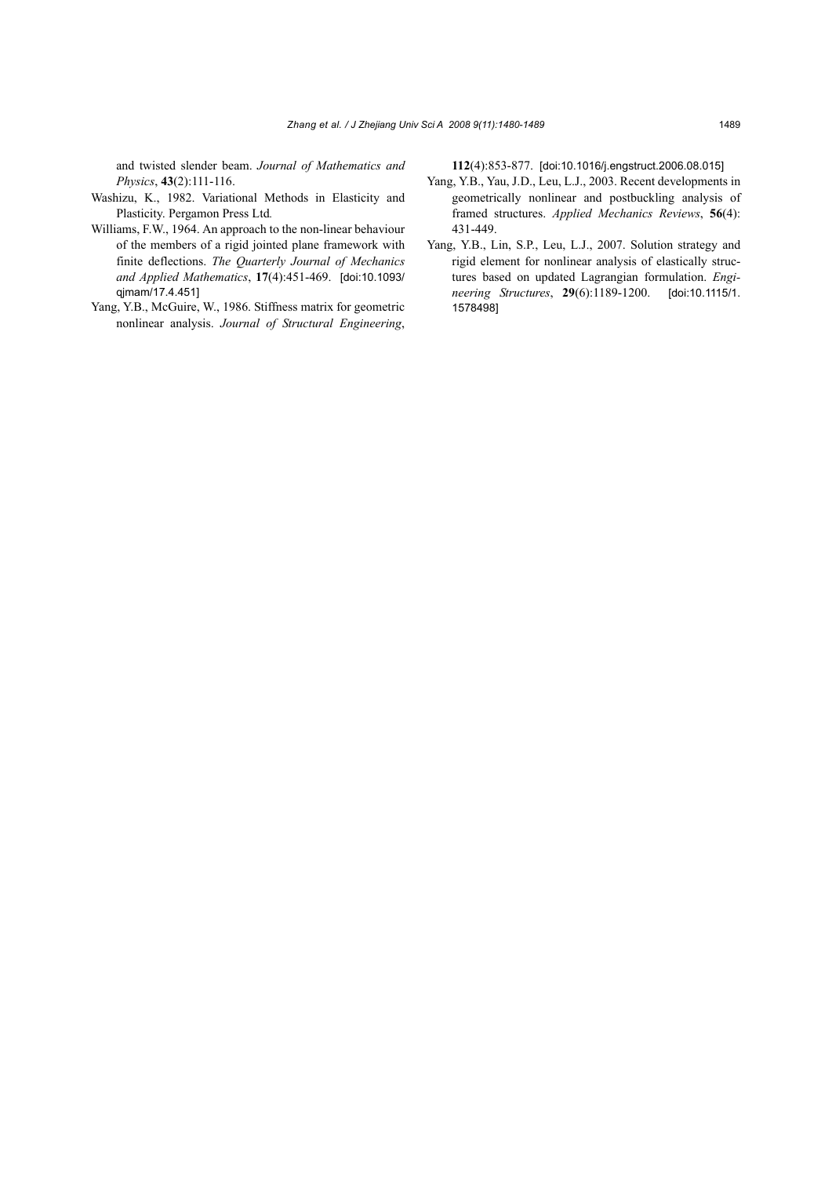and twisted slender beam. *Journal of Mathematics and Physics*, **43**(2):111-116.

Washizu, K., 1982. Variational Methods in Elasticity and Plasticity. Pergamon Press Ltd.

Williams, F.W., 1964. An approach to the non-linear behaviour of the members of a rigid jointed plane framework with finite deflections. *The Quarterly Journal of Mechanics and Applied Mathematics*, **17**(4):451-469. [doi:10.1093/qjmam/17.4.451]

Yang, Y.B., McGuire, W., 1986. Stiffness matrix for geometric nonlinear analysis. *Journal of Structural Engineering*, **112**(4):853-877. [doi:10.1016/j.engstruct.2006.08.015]

Yang, Y.B., Yau, J.D., Leu, L.J., 2003. Recent developments in geometrically nonlinear and postbuckling analysis of framed structures. *Applied Mechanics Reviews*, **56**(4): 431-449.

Yang, Y.B., Lin, S.P., Leu, L.J., 2007. Solution strategy and rigid element for nonlinear analysis of elastically structures based on updated Lagrangian formulation. *Engineering Structures*, **29**(6):1189-1200. [doi:10.1115/1.1578498]